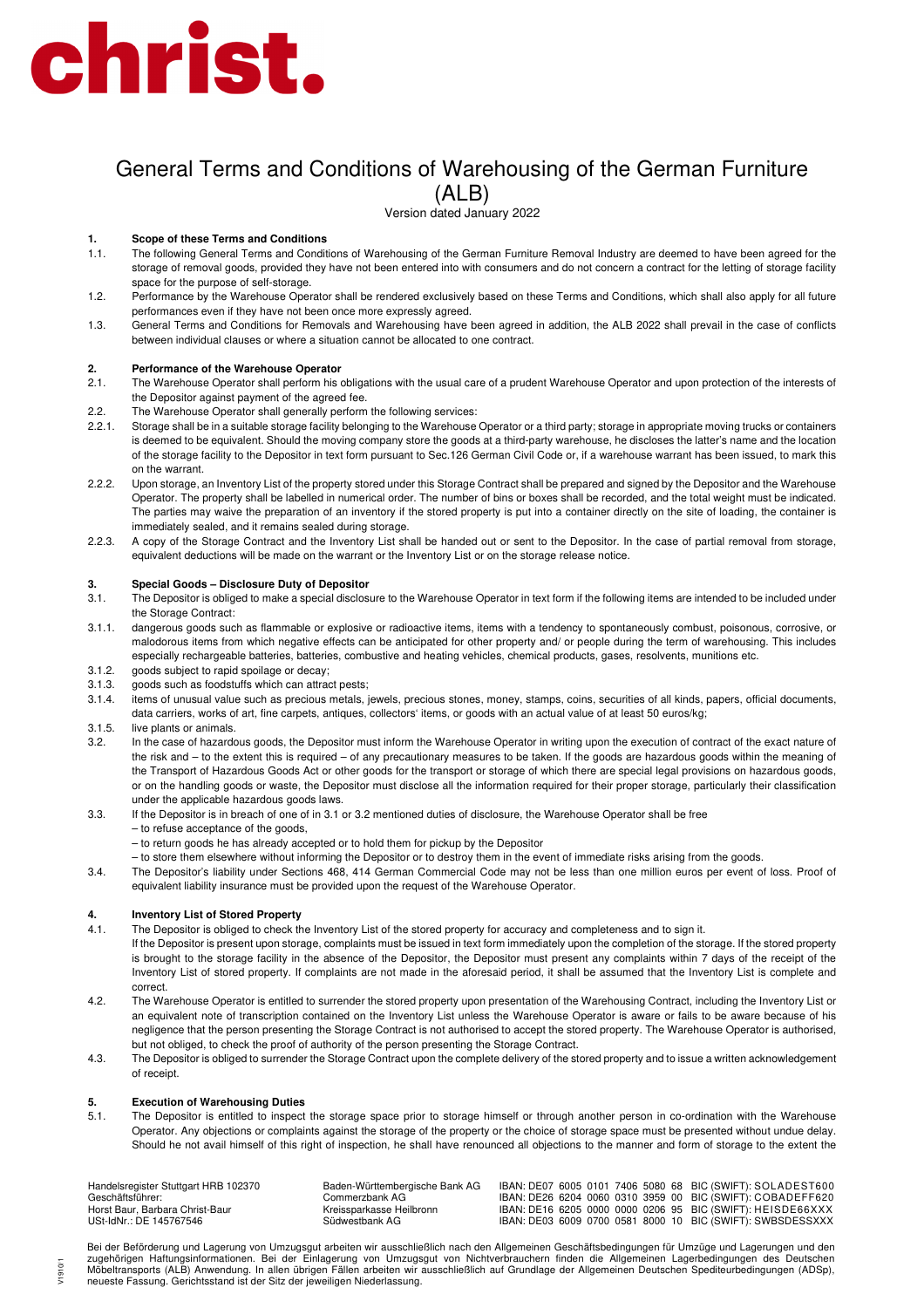# christ.

# General Terms and Conditions of Warehousing of the German Furniture (ALB)

Version dated January 2022

## 1. Scope of these Terms and Conditions

1.1. The following General Terms and Conditions of Warehousing of the German Furniture Removal Industry are deemed to have been agreed for the storage of removal goods, provided they have not been entered into with consumers and do not concern a contract for the letting of storage facility space for the purpose of self-storage.

1.2. Performance by the Warehouse Operator shall be rendered exclusively based on these Terms and Conditions, which shall also apply for all future performances even if they have not been once more expressly agreed.

1.3. General Terms and Conditions for Removals and Warehousing have been agreed in addition, the ALB 2022 shall prevail in the case of conflicts between individual clauses or where a situation cannot be allocated to one contract.

## 2. Performance of the Warehouse Operator

2.1. The Warehouse Operator shall perform his obligations with the usual care of a prudent Warehouse Operator and upon protection of the interests of the Depositor against payment of the agreed fee.

2.2. The Warehouse Operator shall generally perform the following services:

2.2.1. Storage shall be in a suitable storage facility belonging to the Warehouse Operator or a third party; storage in appropriate moving trucks or containers is deemed to be equivalent. Should the moving company store the goods at a third-party warehouse, he discloses the latter's name and the location of the storage facility to the Depositor in text form pursuant to Sec.126 German Civil Code or, if a warehouse warrant has been issued, to mark this on the warrant.

2.2.2. Upon storage, an Inventory List of the property stored under this Storage Contract shall be prepared and signed by the Depositor and the Warehouse Operator. The property shall be labelled in numerical order. The number of bins or boxes shall be recorded, and the total weight must be indicated. The parties may waive the preparation of an inventory if the stored property is put into a container directly on the site of loading, the container is immediately sealed, and it remains sealed during storage.

2.2.3. A copy of the Storage Contract and the Inventory List shall be handed out or sent to the Depositor. In the case of partial removal from storage, equivalent deductions will be made on the warrant or the Inventory List or on the storage release notice.

## 3. Special Goods – Disclosure Duty of Depositor

3.1. The Depositor is obliged to make a special disclosure to the Warehouse Operator in text form if the following items are intended to be included under the Storage Contract:

3.1.1. dangerous goods such as flammable or explosive or radioactive items, items with a tendency to spontaneously combust, poisonous, corrosive, or malodorous items from which negative effects can be anticipated for other property and/ or people during the term of warehousing. This includes especially rechargeable batteries, batteries, combustive and heating vehicles, chemical products, gases, resolvents, munitions etc.

3.1.2. goods subject to rapid spoilage or decay;

3.1.3. goods such as foodstuffs which can attract pests;

3.1.4. items of unusual value such as precious metals, jewels, precious stones, money, stamps, coins, securities of all kinds, papers, official documents, data carriers, works of art, fine carpets, antiques, collectors' items, or goods with an actual value of at least 50 euros/kg;

3.1.5. live plants or animals.

3.2. In the case of hazardous goods, the Depositor must inform the Warehouse Operator in writing upon the execution of contract of the exact nature of the risk and – to the extent this is required – of any precautionary measures to be taken. If the goods are hazardous goods within the meaning of the Transport of Hazardous Goods Act or other goods for the transport or storage of which there are special legal provisions on hazardous goods, or on the handling goods or waste, the Depositor must disclose all the information required for their proper storage, particularly their classification under the applicable hazardous goods laws.

3.3. If the Depositor is in breach of one of in 3.1 or 3.2 mentioned duties of disclosure, the Warehouse Operator shall be free

– to refuse acceptance of the goods,

– to return goods he has already accepted or to hold them for pickup by the Depositor

– to store them elsewhere without informing the Depositor or to destroy them in the event of immediate risks arising from the goods.

3.4. The Depositor's liability under Sections 468, 414 German Commercial Code may not be less than one million euros per event of loss. Proof of equivalent liability insurance must be provided upon the request of the Warehouse Operator.

## 4. Inventory List of Stored Property

4.1. The Depositor is obliged to check the Inventory List of the stored property for accuracy and completeness and to sign it.

If the Depositor is present upon storage, complaints must be issued in text form immediately upon the completion of the storage. If the stored property is brought to the storage facility in the absence of the Depositor, the Depositor must present any complaints within 7 days of the receipt of the Inventory List of stored property. If complaints are not made in the aforesaid period, it shall be assumed that the Inventory List is complete and correct.

4.2. The Warehouse Operator is entitled to surrender the stored property upon presentation of the Warehousing Contract, including the Inventory List or an equivalent note of transcription contained on the Inventory List unless the Warehouse Operator is aware or fails to be aware because of his negligence that the person presenting the Storage Contract is not authorised to accept the stored property. The Warehouse Operator is authorised, but not obliged, to check the proof of authority of the person presenting the Storage Contract.

4.3. The Depositor is obliged to surrender the Storage Contract upon the complete delivery of the stored property and to issue a written acknowledgement of receipt.

## 5. Execution of Warehousing Duties

5.1. The Depositor is entitled to inspect the storage space prior to storage himself or through another person in co-ordination with the Warehouse Operator. Any objections or complaints against the storage of the property or the choice of storage space must be presented without undue delay. Should he not avail himself of this right of inspection, he shall have renounced all objections to the manner and form of storage to the extent the

Handelsregister Stuttgart HRB 102370
Geschäftsführer:
Horst Baur, Barbara Christ-Baur
USt-IdNr.: DE 145767546

| Bank | IBAN | BIC (SWIFT) |
|---|---|---|
| Baden-Württembergische Bank AG | IBAN: DE07 6005 0101 7406 5080 68 | BIC (SWIFT): SOLADEST600 |
| Commerzbank AG | IBAN: DE26 6204 0060 0310 3959 00 | BIC (SWIFT): COBADEFF620 |
| Kreissparkasse Heilbronn | IBAN: DE16 6205 0000 0000 0206 95 | BIC (SWIFT): HEISDE66XXX |
| Südwestbank AG | IBAN: DE03 6009 0700 0581 8000 10 | BIC (SWIFT): SWBSDESSXXX |

Bei der Beförderung und Lagerung von Umzugsgut arbeiten wir ausschließlich nach den Allgemeinen Geschäftsbedingungen für Umzüge und Lagerungen und den zugehörigen Haftungsinformationen. Bei der Einlagerung von Umzugsgut von Nichtverbrauchern finden die Allgemeinen Lagerbedingungen des Deutschen Möbeltransports (ALB) Anwendung. In allen übrigen Fällen arbeiten wir ausschließlich auf Grundlage der Allgemeinen Deutschen Spediteurbedingungen (ADSp), neueste Fassung. Gerichtsstand ist der Sitz der jeweiligen Niederlassung.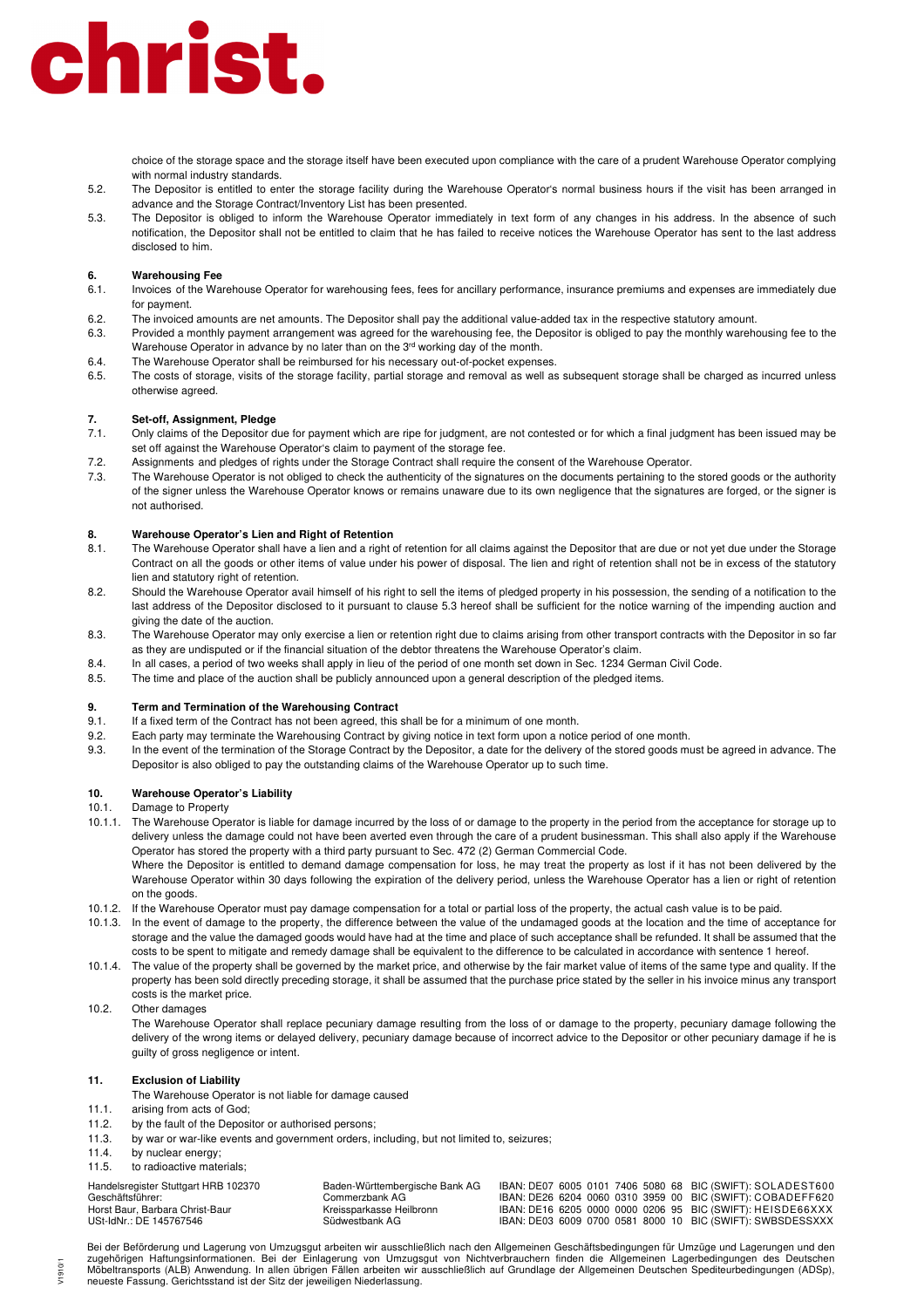choice of the storage space and the storage itself have been executed upon compliance with the care of a prudent Warehouse Operator complying with normal industry standards.

5.2. The Depositor is entitled to enter the storage facility during the Warehouse Operator's normal business hours if the visit has been arranged in advance and the Storage Contract/Inventory List has been presented.

5.3. The Depositor is obliged to inform the Warehouse Operator immediately in text form of any changes in his address. In the absence of such notification, the Depositor shall not be entitled to claim that he has failed to receive notices the Warehouse Operator has sent to the last address disclosed to him.

**6. Warehousing Fee**

6.1. Invoices of the Warehouse Operator for warehousing fees, fees for ancillary performance, insurance premiums and expenses are immediately due for payment.

6.2. The invoiced amounts are net amounts. The Depositor shall pay the additional value-added tax in the respective statutory amount.

6.3. Provided a monthly payment arrangement was agreed for the warehousing fee, the Depositor is obliged to pay the monthly warehousing fee to the Warehouse Operator in advance by no later than on the 3rd working day of the month.

6.4. The Warehouse Operator shall be reimbursed for his necessary out-of-pocket expenses.

6.5. The costs of storage, visits of the storage facility, partial storage and removal as well as subsequent storage shall be charged as incurred unless otherwise agreed.

**7. Set-off, Assignment, Pledge**

7.1. Only claims of the Depositor due for payment which are ripe for judgment, are not contested or for which a final judgment has been issued may be set off against the Warehouse Operator's claim to payment of the storage fee.

7.2. Assignments and pledges of rights under the Storage Contract shall require the consent of the Warehouse Operator.

7.3. The Warehouse Operator is not obliged to check the authenticity of the signatures on the documents pertaining to the stored goods or the authority of the signer unless the Warehouse Operator knows or remains unaware due to its own negligence that the signatures are forged, or the signer is not authorised.

**8. Warehouse Operator's Lien and Right of Retention**

8.1. The Warehouse Operator shall have a lien and a right of retention for all claims against the Depositor that are due or not yet due under the Storage Contract on all the goods or other items of value under his power of disposal. The lien and right of retention shall not be in excess of the statutory lien and statutory right of retention.

8.2. Should the Warehouse Operator avail himself of his right to sell the items of pledged property in his possession, the sending of a notification to the last address of the Depositor disclosed to it pursuant to clause 5.3 hereof shall be sufficient for the notice warning of the impending auction and giving the date of the auction.

8.3. The Warehouse Operator may only exercise a lien or retention right due to claims arising from other transport contracts with the Depositor in so far as they are undisputed or if the financial situation of the debtor threatens the Warehouse Operator's claim.

8.4. In all cases, a period of two weeks shall apply in lieu of the period of one month set down in Sec. 1234 German Civil Code.

8.5. The time and place of the auction shall be publicly announced upon a general description of the pledged items.

**9. Term and Termination of the Warehousing Contract**

9.1. If a fixed term of the Contract has not been agreed, this shall be for a minimum of one month.

9.2. Each party may terminate the Warehousing Contract by giving notice in text form upon a notice period of one month.

9.3. In the event of the termination of the Storage Contract by the Depositor, a date for the delivery of the stored goods must be agreed in advance. The Depositor is also obliged to pay the outstanding claims of the Warehouse Operator up to such time.

**10. Warehouse Operator's Liability**

10.1. Damage to Property

10.1.1. The Warehouse Operator is liable for damage incurred by the loss of or damage to the property in the period from the acceptance for storage up to delivery unless the damage could not have been averted even through the care of a prudent businessman. This shall also apply if the Warehouse Operator has stored the property with a third party pursuant to Sec. 472 (2) German Commercial Code.
Where the Depositor is entitled to demand damage compensation for loss, he may treat the property as lost if it has not been delivered by the Warehouse Operator within 30 days following the expiration of the delivery period, unless the Warehouse Operator has a lien or right of retention on the goods.

10.1.2. If the Warehouse Operator must pay damage compensation for a total or partial loss of the property, the actual cash value is to be paid.

10.1.3. In the event of damage to the property, the difference between the value of the undamaged goods at the location and the time of acceptance for storage and the value the damaged goods would have had at the time and place of such acceptance shall be refunded. It shall be assumed that the costs to be spent to mitigate and remedy damage shall be equivalent to the difference to be calculated in accordance with sentence 1 hereof.

10.1.4. The value of the property shall be governed by the market price, and otherwise by the fair market value of items of the same type and quality. If the property has been sold directly preceding storage, it shall be assumed that the purchase price stated by the seller in his invoice minus any transport costs is the market price.

10.2. Other damages
The Warehouse Operator shall replace pecuniary damage resulting from the loss of or damage to the property, pecuniary damage following the delivery of the wrong items or delayed delivery, pecuniary damage because of incorrect advice to the Depositor or other pecuniary damage if he is guilty of gross negligence or intent.

**11. Exclusion of Liability**

The Warehouse Operator is not liable for damage caused

11.1. arising from acts of God;

11.2. by the fault of the Depositor or authorised persons;

11.3. by war or war-like events and government orders, including, but not limited to, seizures;

11.4. by nuclear energy;

11.5. to radioactive materials;

Handelsregister Stuttgart HRB 102370
Geschäftsführer:
Horst Baur, Barbara Christ-Baur
USt-IdNr.: DE 145767546

Baden-Württembergische Bank AG — IBAN: DE07 6005 0101 7406 5080 68 — BIC (SWIFT): SOLADEST600
Commerzbank AG — IBAN: DE26 6204 0060 0310 3959 00 — BIC (SWIFT): COBADEFF620
Kreissparkasse Heilbronn — IBAN: DE16 6205 0000 0000 0206 95 — BIC (SWIFT): HEISDE66XXX
Südwestbank AG — IBAN: DE03 6009 0700 0581 8000 10 — BIC (SWIFT): SWBSDESSXXX

Bei der Beförderung und Lagerung von Umzugsgut arbeiten wir ausschließlich nach den Allgemeinen Geschäftsbedingungen für Umzüge und Lagerungen und den zugehörigen Haftungsinformationen. Bei der Einlagerung von Umzugsgut von Nichtverbrauchern finden die Allgemeinen Lagerbedingungen des Deutschen Möbeltransports (ALB) Anwendung. In allen übrigen Fällen arbeiten wir ausschließlich auf Grundlage der Allgemeinen Deutschen Spediteurbedingungen (ADSp), neueste Fassung. Gerichtsstand ist der Sitz der jeweiligen Niederlassung.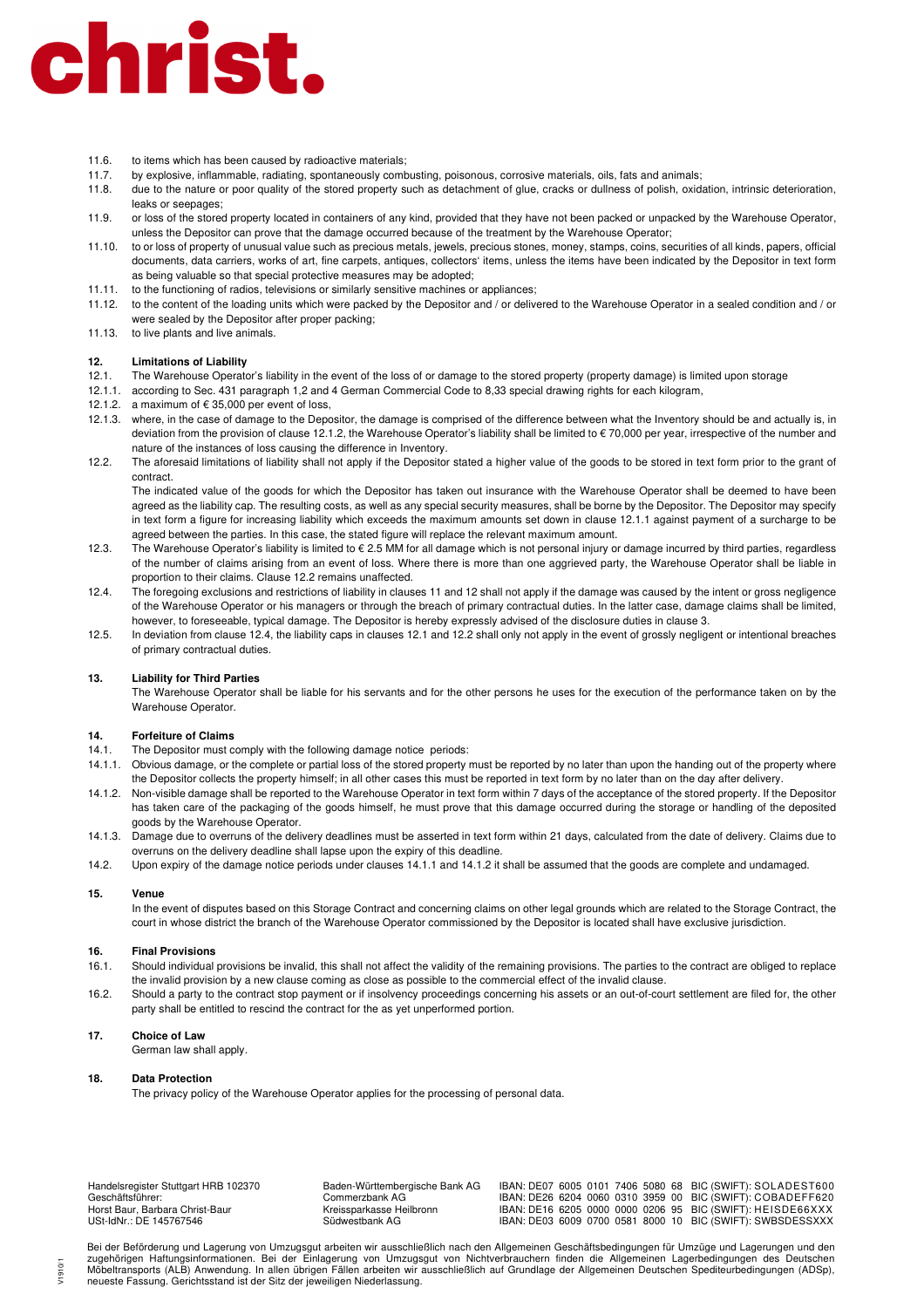11.6. to items which has been caused by radioactive materials;
11.7. by explosive, inflammable, radiating, spontaneously combusting, poisonous, corrosive materials, oils, fats and animals;
11.8. due to the nature or poor quality of the stored property such as detachment of glue, cracks or dullness of polish, oxidation, intrinsic deterioration, leaks or seepages;
11.9. or loss of the stored property located in containers of any kind, provided that they have not been packed or unpacked by the Warehouse Operator, unless the Depositor can prove that the damage occurred because of the treatment by the Warehouse Operator;
11.10. to or loss of property of unusual value such as precious metals, jewels, precious stones, money, stamps, coins, securities of all kinds, papers, official documents, data carriers, works of art, fine carpets, antiques, collectors' items, unless the items have been indicated by the Depositor in text form as being valuable so that special protective measures may be adopted;
11.11. to the functioning of radios, televisions or similarly sensitive machines or appliances;
11.12. to the content of the loading units which were packed by the Depositor and / or delivered to the Warehouse Operator in a sealed condition and / or were sealed by the Depositor after proper packing;
11.13. to live plants and live animals.

## 12. Limitations of Liability

12.1. The Warehouse Operator's liability in the event of the loss of or damage to the stored property (property damage) is limited upon storage
12.1.1. according to Sec. 431 paragraph 1,2 and 4 German Commercial Code to 8,33 special drawing rights for each kilogram,
12.1.2. a maximum of € 35,000 per event of loss,
12.1.3. where, in the case of damage to the Depositor, the damage is comprised of the difference between what the Inventory should be and actually is, in deviation from the provision of clause 12.1.2, the Warehouse Operator's liability shall be limited to € 70,000 per year, irrespective of the number and nature of the instances of loss causing the difference in Inventory.
12.2. The aforesaid limitations of liability shall not apply if the Depositor stated a higher value of the goods to be stored in text form prior to the grant of contract.
The indicated value of the goods for which the Depositor has taken out insurance with the Warehouse Operator shall be deemed to have been agreed as the liability cap. The resulting costs, as well as any special security measures, shall be borne by the Depositor. The Depositor may specify in text form a figure for increasing liability which exceeds the maximum amounts set down in clause 12.1.1 against payment of a surcharge to be agreed between the parties. In this case, the stated figure will replace the relevant maximum amount.
12.3. The Warehouse Operator's liability is limited to € 2.5 MM for all damage which is not personal injury or damage incurred by third parties, regardless of the number of claims arising from an event of loss. Where there is more than one aggrieved party, the Warehouse Operator shall be liable in proportion to their claims. Clause 12.2 remains unaffected.
12.4. The foregoing exclusions and restrictions of liability in clauses 11 and 12 shall not apply if the damage was caused by the intent or gross negligence of the Warehouse Operator or his managers or through the breach of primary contractual duties. In the latter case, damage claims shall be limited, however, to foreseeable, typical damage. The Depositor is hereby expressly advised of the disclosure duties in clause 3.
12.5. In deviation from clause 12.4, the liability caps in clauses 12.1 and 12.2 shall only not apply in the event of grossly negligent or intentional breaches of primary contractual duties.

## 13. Liability for Third Parties

The Warehouse Operator shall be liable for his servants and for the other persons he uses for the execution of the performance taken on by the Warehouse Operator.

## 14. Forfeiture of Claims

14.1. The Depositor must comply with the following damage notice periods:
14.1.1. Obvious damage, or the complete or partial loss of the stored property must be reported by no later than upon the handing out of the property where the Depositor collects the property himself; in all other cases this must be reported in text form by no later than on the day after delivery.
14.1.2. Non-visible damage shall be reported to the Warehouse Operator in text form within 7 days of the acceptance of the stored property. If the Depositor has taken care of the packaging of the goods himself, he must prove that this damage occurred during the storage or handling of the deposited goods by the Warehouse Operator.
14.1.3. Damage due to overruns of the delivery deadlines must be asserted in text form within 21 days, calculated from the date of delivery. Claims due to overruns on the delivery deadline shall lapse upon the expiry of this deadline.
14.2. Upon expiry of the damage notice periods under clauses 14.1.1 and 14.1.2 it shall be assumed that the goods are complete and undamaged.

## 15. Venue

In the event of disputes based on this Storage Contract and concerning claims on other legal grounds which are related to the Storage Contract, the court in whose district the branch of the Warehouse Operator commissioned by the Depositor is located shall have exclusive jurisdiction.

## 16. Final Provisions

16.1. Should individual provisions be invalid, this shall not affect the validity of the remaining provisions. The parties to the contract are obliged to replace the invalid provision by a new clause coming as close as possible to the commercial effect of the invalid clause.
16.2. Should a party to the contract stop payment or if insolvency proceedings concerning his assets or an out-of-court settlement are filed for, the other party shall be entitled to rescind the contract for the as yet unperformed portion.

## 17. Choice of Law

German law shall apply.

## 18. Data Protection

The privacy policy of the Warehouse Operator applies for the processing of personal data.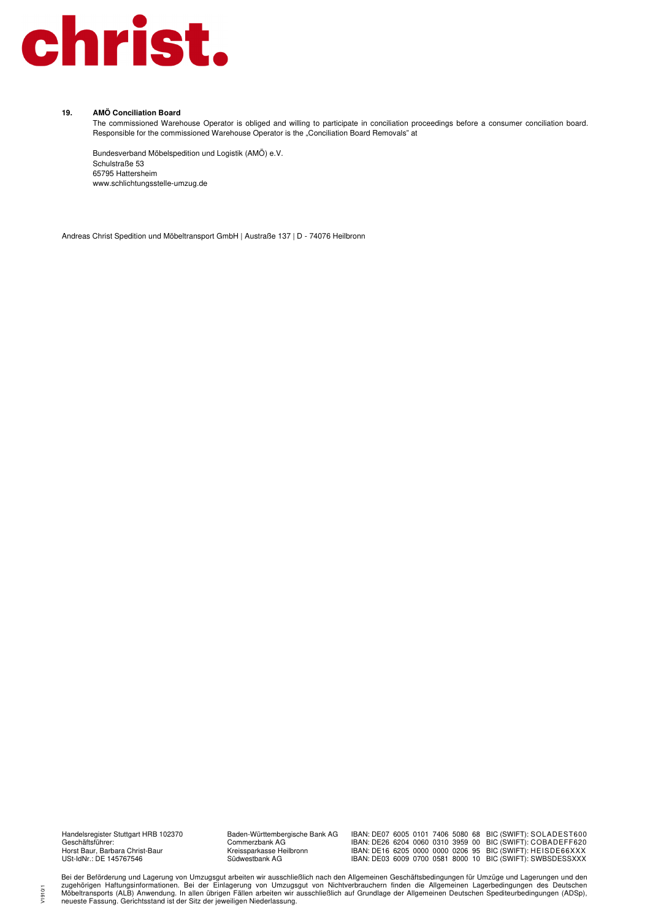## 19. AMÖ Conciliation Board

The commissioned Warehouse Operator is obliged and willing to participate in conciliation proceedings before a consumer conciliation board. Responsible for the commissioned Warehouse Operator is the „Conciliation Board Removals" at

Bundesverband Möbelspedition und Logistik (AMÖ) e.V.
Schulstraße 53
65795 Hattersheim
www.schlichtungsstelle-umzug.de

Andreas Christ Spedition und Möbeltransport GmbH | Austraße 137 | D - 74076 Heilbronn

Handelsregister Stuttgart HRB 102370
Geschäftsführer:
Horst Baur, Barbara Christ-Baur
USt-IdNr.: DE 145767546

| | | |
|---|---|---|
| Baden-Württembergische Bank AG | IBAN: DE07 6005 0101 7406 5080 68 | BIC (SWIFT): SOLADEST600 |
| Commerzbank AG | IBAN: DE26 6204 0060 0310 3959 00 | BIC (SWIFT): COBADEFF620 |
| Kreissparkasse Heilbronn | IBAN: DE16 6205 0000 0000 0206 95 | BIC (SWIFT): HEISDE66XXX |
| Südwestbank AG | IBAN: DE03 6009 0700 0581 8000 10 | BIC (SWIFT): SWBSDESSXXX |

Bei der Beförderung und Lagerung von Umzugsgut arbeiten wir ausschließlich nach den Allgemeinen Geschäftsbedingungen für Umzüge und Lagerungen und den zugehörigen Haftungsinformationen. Bei der Einlagerung von Umzugsgut von Nichtverbrauchern finden die Allgemeinen Lagerbedingungen des Deutschen Möbeltransports (ALB) Anwendung. In allen übrigen Fällen arbeiten wir ausschließlich auf Grundlage der Allgemeinen Deutschen Spediteurbedingungen (ADSp), neueste Fassung. Gerichtsstand ist der Sitz der jeweiligen Niederlassung.

V1910/1